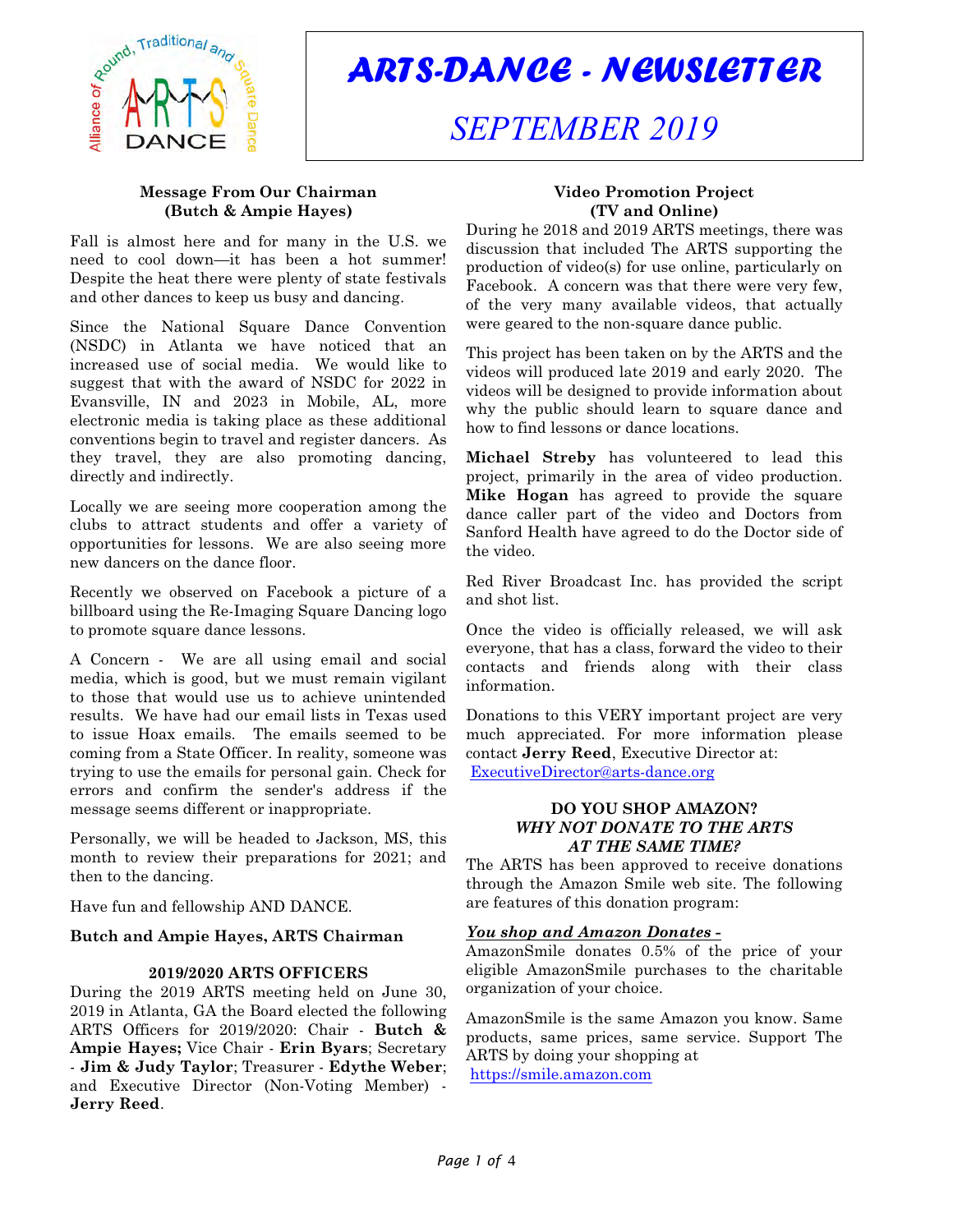# ARTS-DANCE - NEWSLETTER

## SEPTEMBER 2019

### Message From Our Chairman (Butch & Ampie Hayes)

Fall is almost here and for many in the U.S. we need to cool down—it has been a hot summer! Despite the heat there were plenty of state festivals and other dances to keep us busy and dancing.

Since the National Square Dance Convention (NSDC) in Atlanta we have noticed that an increased use of social media. We would like to suggest that with the award of NSDC for 2022 in Evansville, IN and 2023 in Mobile, AL, more electronic media is taking place as these additional conventions begin to travel and register dancers. As they travel, they are also promoting dancing, directly and indirectly.

Locally we are seeing more cooperation among the clubs to attract students and offer a variety of opportunities for lessons. We are also seeing more new dancers on the dance floor.

Recently we observed on Facebook a picture of a billboard using the Re-Imaging Square Dancing logo to promote square dance lessons.

A Concern - We are all using email and social media, which is good, but we must remain vigilant to those that would use us to achieve unintended results. We have had our email lists in Texas used to issue Hoax emails. The emails seemed to be coming from a State Officer. In reality, someone was trying to use the emails for personal gain. Check for errors and confirm the sender's address if the message seems different or inappropriate.

Personally, we will be headed to Jackson, MS, this month to review their preparations for 2021; and then to the dancing.

Have fun and fellowship AND DANCE.

**Butch and Ampie Hayes, ARTS Chairman**

### 2019/2020 ARTS OFFICERS

During the 2019 ARTS meeting held on June 30, 2019 in Atlanta, GA the Board elected the following ARTS Officers for 2019/2020: Chair - **Butch & Ampie Hayes;** Vice Chair - **Erin Byars**; Secretary - **Jim & Judy Taylor**; Treasurer - **Edythe Weber**; and Executive Director (Non-Voting Member) - **Jerry Reed**.

### Video Promotion Project (TV and Online)

During he 2018 and 2019 ARTS meetings, there was discussion that included The ARTS supporting the production of video(s) for use online, particularly on Facebook. A concern was that there were very few, of the very many available videos, that actually were geared to the non-square dance public.

This project has been taken on by the ARTS and the videos will produced late 2019 and early 2020. The videos will be designed to provide information about why the public should learn to square dance and how to find lessons or dance locations.

**Michael Streby** has volunteered to lead this project, primarily in the area of video production. **Mike Hogan** has agreed to provide the square dance caller part of the video and Doctors from Sanford Health have agreed to do the Doctor side of the video.

Red River Broadcast Inc. has provided the script and shot list.

Once the video is officially released, we will ask everyone, that has a class, forward the video to their contacts and friends along with their class information.

Donations to this VERY important project are very much appreciated. For more information please contact **Jerry Reed**, Executive Director at: ExecutiveDirector@arts-dance.org

### DO YOU SHOP AMAZON? *WHY NOT DONATE TO THE ARTS AT THE SAME TIME?*

The ARTS has been approved to receive donations through the Amazon Smile web site. The following are features of this donation program:

***You shop and Amazon Donates -***

AmazonSmile donates 0.5% of the price of your eligible AmazonSmile purchases to the charitable organization of your choice.

AmazonSmile is the same Amazon you know. Same products, same prices, same service. Support The ARTS by doing your shopping at https://smile.amazon.com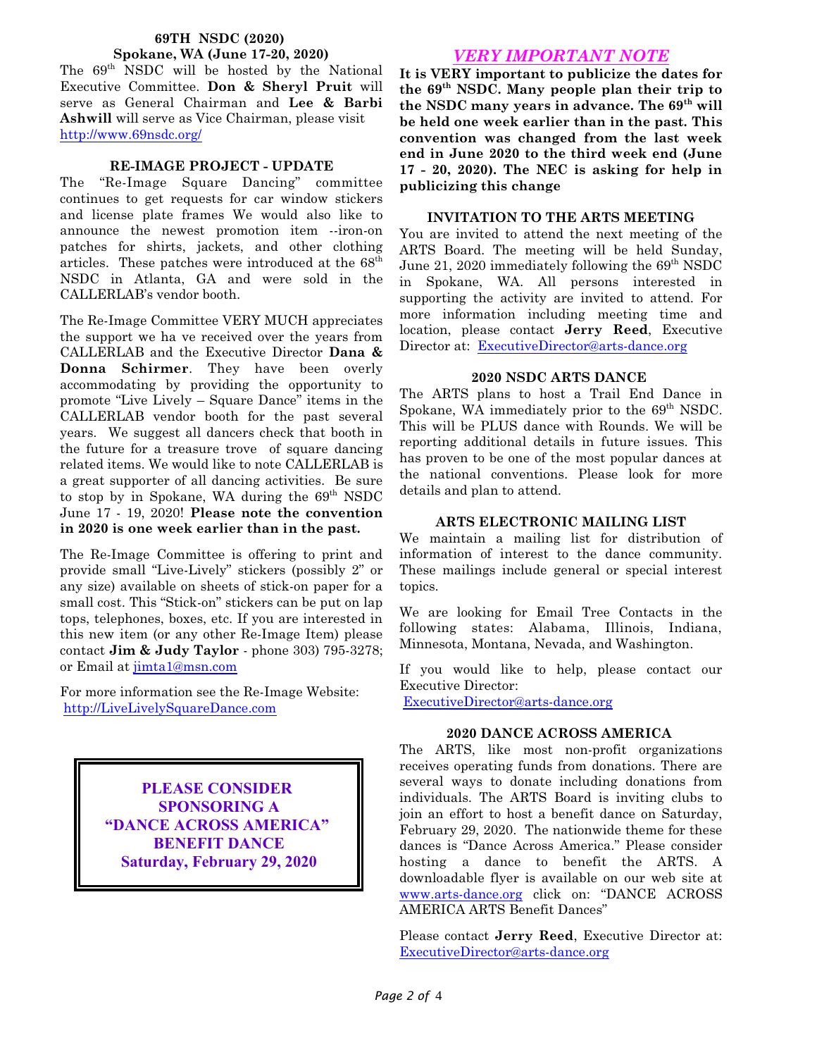### 69TH NSDC (2020)
### Spokane, WA (June 17-20, 2020)

The 69[th] NSDC will be hosted by the National Executive Committee. **Don & Sheryl Pruit** will serve as General Chairman and **Lee & Barbi Ashwill** will serve as Vice Chairman, please visit http://www.69nsdc.org/

### RE-IMAGE PROJECT - UPDATE

The "Re-Image Square Dancing" committee continues to get requests for car window stickers and license plate frames We would also like to announce the newest promotion item --iron-on patches for shirts, jackets, and other clothing articles. These patches were introduced at the 68[th] NSDC in Atlanta, GA and were sold in the CALLERLAB's vendor booth.

The Re-Image Committee VERY MUCH appreciates the support we ha ve received over the years from CALLERLAB and the Executive Director **Dana & Donna Schirmer**. They have been overly accommodating by providing the opportunity to promote "Live Lively – Square Dance" items in the CALLERLAB vendor booth for the past several years. We suggest all dancers check that booth in the future for a treasure trove of square dancing related items. We would like to note CALLERLAB is a great supporter of all dancing activities. Be sure to stop by in Spokane, WA during the 69[th] NSDC June 17 - 19, 2020! **Please note the convention in 2020 is one week earlier than in the past.**

The Re-Image Committee is offering to print and provide small "Live-Lively" stickers (possibly 2" or any size) available on sheets of stick-on paper for a small cost. This "Stick-on" stickers can be put on lap tops, telephones, boxes, etc. If you are interested in this new item (or any other Re-Image Item) please contact **Jim & Judy Taylor** - phone 303) 795-3278; or Email at jimta1@msn.com

For more information see the Re-Image Website: http://LiveLivelySquareDance.com

**PLEASE CONSIDER SPONSORING A "DANCE ACROSS AMERICA" BENEFIT DANCE Saturday, February 29, 2020**

## *VERY IMPORTANT NOTE*

**It is VERY important to publicize the dates for the 69[th] NSDC. Many people plan their trip to the NSDC many years in advance. The 69[th] will be held one week earlier than in the past. This convention was changed from the last week end in June 2020 to the third week end (June 17 - 20, 2020). The NEC is asking for help in publicizing this change**

### INVITATION TO THE ARTS MEETING

You are invited to attend the next meeting of the ARTS Board. The meeting will be held Sunday, June 21, 2020 immediately following the 69[th] NSDC in Spokane, WA. All persons interested in supporting the activity are invited to attend. For more information including meeting time and location, please contact **Jerry Reed**, Executive Director at: ExecutiveDirector@arts-dance.org

### 2020 NSDC ARTS DANCE

The ARTS plans to host a Trail End Dance in Spokane, WA immediately prior to the 69[th] NSDC. This will be PLUS dance with Rounds. We will be reporting additional details in future issues. This has proven to be one of the most popular dances at the national conventions. Please look for more details and plan to attend.

### ARTS ELECTRONIC MAILING LIST

We maintain a mailing list for distribution of information of interest to the dance community. These mailings include general or special interest topics.

We are looking for Email Tree Contacts in the following states: Alabama, Illinois, Indiana, Minnesota, Montana, Nevada, and Washington.

If you would like to help, please contact our Executive Director: ExecutiveDirector@arts-dance.org

### 2020 DANCE ACROSS AMERICA

The ARTS, like most non-profit organizations receives operating funds from donations. There are several ways to donate including donations from individuals. The ARTS Board is inviting clubs to join an effort to host a benefit dance on Saturday, February 29, 2020. The nationwide theme for these dances is "Dance Across America." Please consider hosting a dance to benefit the ARTS. A downloadable flyer is available on our web site at www.arts-dance.org click on: "DANCE ACROSS AMERICA ARTS Benefit Dances"

Please contact **Jerry Reed**, Executive Director at: ExecutiveDirector@arts-dance.org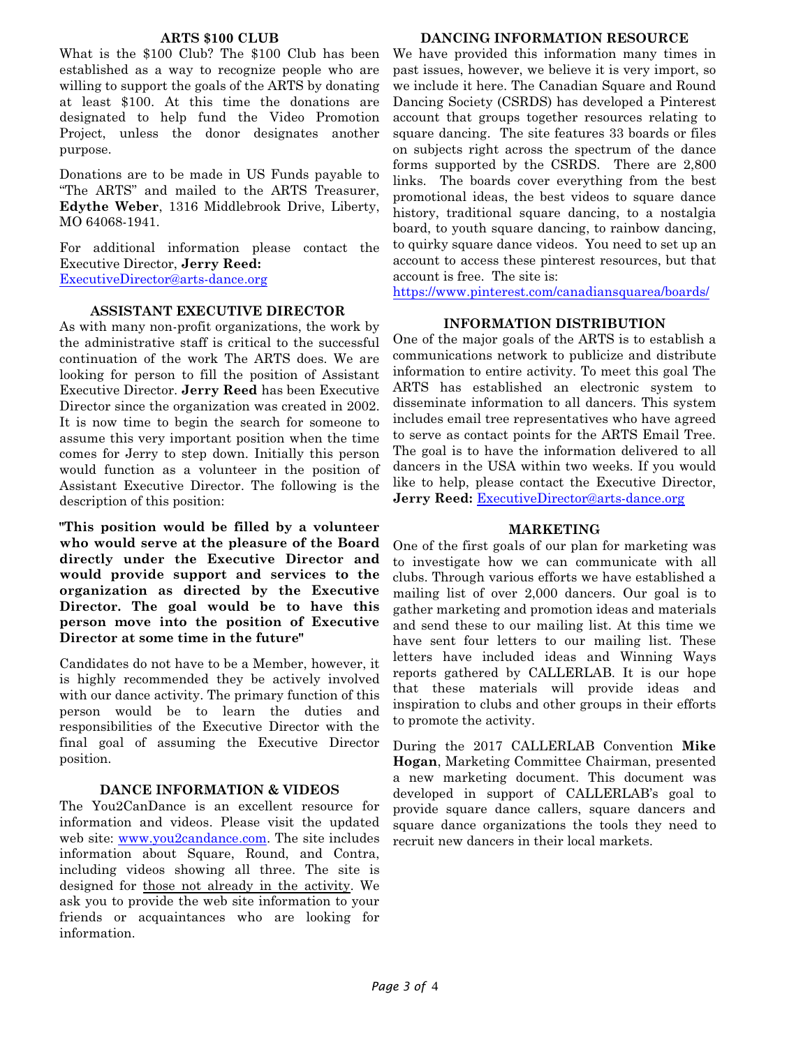## ARTS $100 CLUB

What is the $100 Club? The $100 Club has been established as a way to recognize people who are willing to support the goals of the ARTS by donating at least $100. At this time the donations are designated to help fund the Video Promotion Project, unless the donor designates another purpose.

Donations are to be made in US Funds payable to "The ARTS" and mailed to the ARTS Treasurer, **Edythe Weber**, 1316 Middlebrook Drive, Liberty, MO 64068-1941.

For additional information please contact the Executive Director, **Jerry Reed:** ExecutiveDirector@arts-dance.org

## ASSISTANT EXECUTIVE DIRECTOR

As with many non-profit organizations, the work by the administrative staff is critical to the successful continuation of the work The ARTS does. We are looking for person to fill the position of Assistant Executive Director. **Jerry Reed** has been Executive Director since the organization was created in 2002. It is now time to begin the search for someone to assume this very important position when the time comes for Jerry to step down. Initially this person would function as a volunteer in the position of Assistant Executive Director. The following is the description of this position:

**"This position would be filled by a volunteer who would serve at the pleasure of the Board directly under the Executive Director and would provide support and services to the organization as directed by the Executive Director. The goal would be to have this person move into the position of Executive Director at some time in the future"**

Candidates do not have to be a Member, however, it is highly recommended they be actively involved with our dance activity. The primary function of this person would be to learn the duties and responsibilities of the Executive Director with the final goal of assuming the Executive Director position.

## DANCE INFORMATION & VIDEOS

The You2CanDance is an excellent resource for information and videos. Please visit the updated web site: www.you2candance.com. The site includes information about Square, Round, and Contra, including videos showing all three. The site is designed for <u>those not already in the activity</u>. We ask you to provide the web site information to your friends or acquaintances who are looking for information.

## DANCING INFORMATION RESOURCE

We have provided this information many times in past issues, however, we believe it is very import, so we include it here. The Canadian Square and Round Dancing Society (CSRDS) has developed a Pinterest account that groups together resources relating to square dancing. The site features 33 boards or files on subjects right across the spectrum of the dance forms supported by the CSRDS. There are 2,800 links. The boards cover everything from the best promotional ideas, the best videos to square dance history, traditional square dancing, to a nostalgia board, to youth square dancing, to rainbow dancing, to quirky square dance videos. You need to set up an account to access these pinterest resources, but that account is free. The site is:
https://www.pinterest.com/canadiansquarea/boards/

## INFORMATION DISTRIBUTION

One of the major goals of the ARTS is to establish a communications network to publicize and distribute information to entire activity. To meet this goal The ARTS has established an electronic system to disseminate information to all dancers. This system includes email tree representatives who have agreed to serve as contact points for the ARTS Email Tree. The goal is to have the information delivered to all dancers in the USA within two weeks. If you would like to help, please contact the Executive Director, **Jerry Reed:** ExecutiveDirector@arts-dance.org

## MARKETING

One of the first goals of our plan for marketing was to investigate how we can communicate with all clubs. Through various efforts we have established a mailing list of over 2,000 dancers. Our goal is to gather marketing and promotion ideas and materials and send these to our mailing list. At this time we have sent four letters to our mailing list. These letters have included ideas and Winning Ways reports gathered by CALLERLAB. It is our hope that these materials will provide ideas and inspiration to clubs and other groups in their efforts to promote the activity.

During the 2017 CALLERLAB Convention **Mike Hogan**, Marketing Committee Chairman, presented a new marketing document. This document was developed in support of CALLERLAB's goal to provide square dance callers, square dancers and square dance organizations the tools they need to recruit new dancers in their local markets.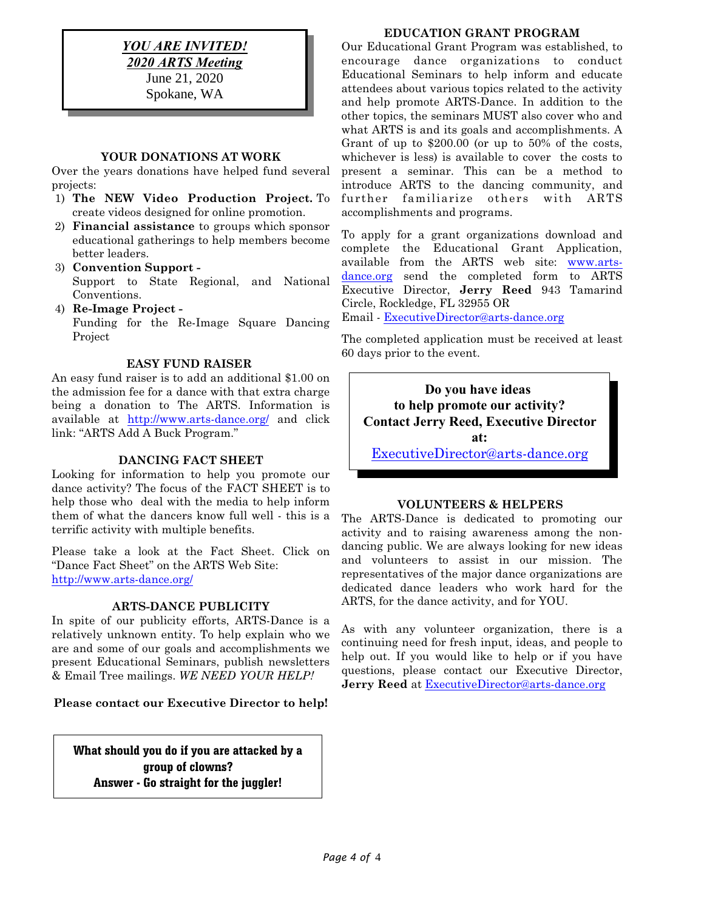***YOU ARE INVITED!***
***2020 ARTS Meeting***
June 21, 2020
Spokane, WA

### YOUR DONATIONS AT WORK

Over the years donations have helped fund several projects:

1) **The NEW Video Production Project.** To create videos designed for online promotion.
2) **Financial assistance** to groups which sponsor educational gatherings to help members become better leaders.
3) **Convention Support -** Support to State Regional, and National Conventions.
4) **Re-Image Project -** Funding for the Re-Image Square Dancing Project

### EASY FUND RAISER

An easy fund raiser is to add an additional $1.00 on the admission fee for a dance with that extra charge being a donation to The ARTS. Information is available at http://www.arts-dance.org/ and click link: "ARTS Add A Buck Program."

### DANCING FACT SHEET

Looking for information to help you promote our dance activity? The focus of the FACT SHEET is to help those who deal with the media to help inform them of what the dancers know full well - this is a terrific activity with multiple benefits.

Please take a look at the Fact Sheet. Click on "Dance Fact Sheet" on the ARTS Web Site: http://www.arts-dance.org/

### ARTS-DANCE PUBLICITY

In spite of our publicity efforts, ARTS-Dance is a relatively unknown entity. To help explain who we are and some of our goals and accomplishments we present Educational Seminars, publish newsletters & Email Tree mailings. *WE NEED YOUR HELP!*

**Please contact our Executive Director to help!**

**What should you do if you are attacked by a group of clowns?**
**Answer - Go straight for the juggler!**

### EDUCATION GRANT PROGRAM

Our Educational Grant Program was established, to encourage dance organizations to conduct Educational Seminars to help inform and educate attendees about various topics related to the activity and help promote ARTS-Dance. In addition to the other topics, the seminars MUST also cover who and what ARTS is and its goals and accomplishments. A Grant of up to $200.00 (or up to 50% of the costs, whichever is less) is available to cover the costs to present a seminar. This can be a method to introduce ARTS to the dancing community, and further familiarize others with ARTS accomplishments and programs.

To apply for a grant organizations download and complete the Educational Grant Application, available from the ARTS web site: www.arts-dance.org send the completed form to ARTS Executive Director, **Jerry Reed** 943 Tamarind Circle, Rockledge, FL 32955 OR
Email - ExecutiveDirector@arts-dance.org

The completed application must be received at least 60 days prior to the event.

**Do you have ideas to help promote our activity? Contact Jerry Reed, Executive Director at:**
ExecutiveDirector@arts-dance.org

### VOLUNTEERS & HELPERS

The ARTS-Dance is dedicated to promoting our activity and to raising awareness among the non-dancing public. We are always looking for new ideas and volunteers to assist in our mission. The representatives of the major dance organizations are dedicated dance leaders who work hard for the ARTS, for the dance activity, and for YOU.

As with any volunteer organization, there is a continuing need for fresh input, ideas, and people to help out. If you would like to help or if you have questions, please contact our Executive Director, **Jerry Reed** at ExecutiveDirector@arts-dance.org